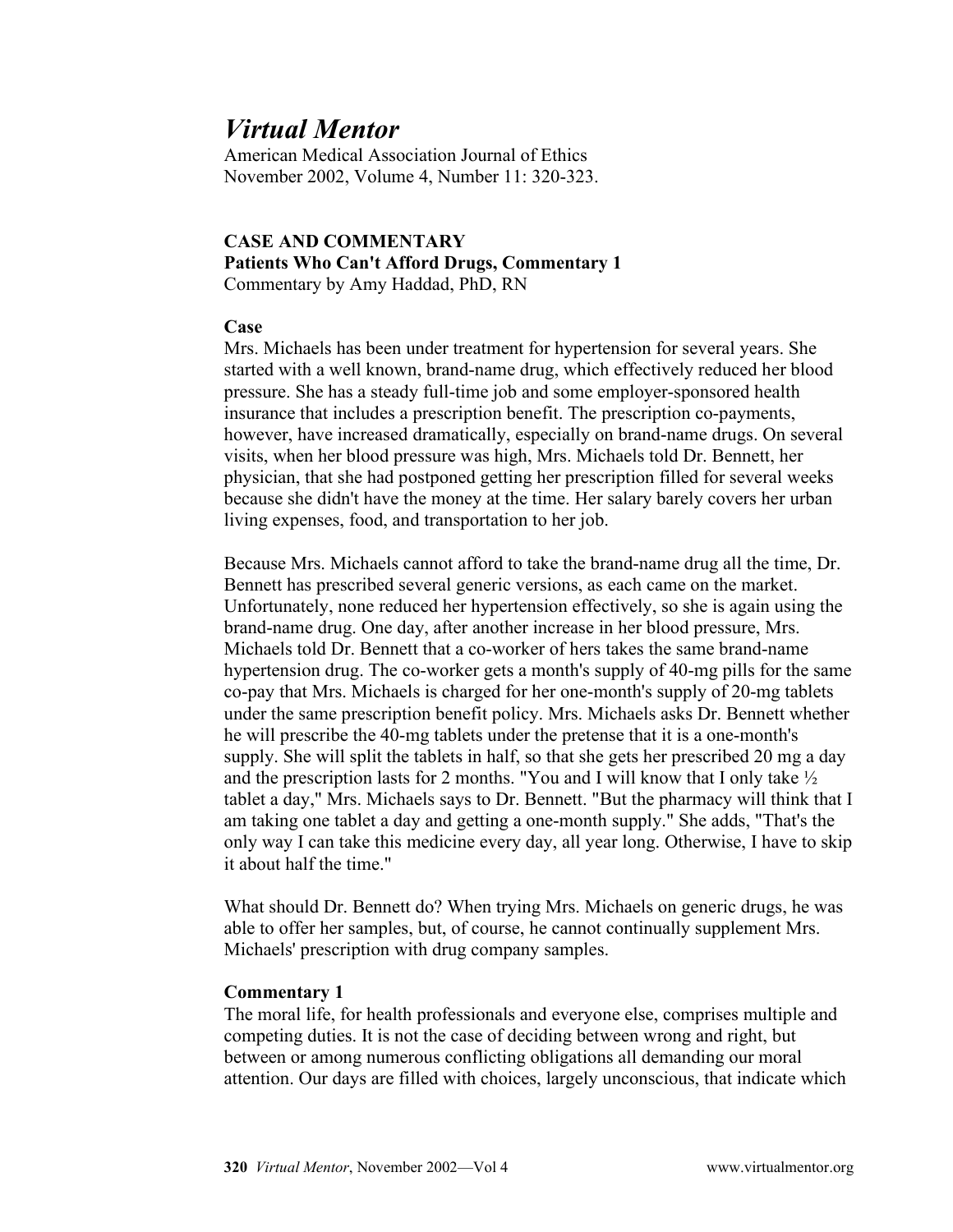# *Virtual Mentor*

American Medical Association Journal of Ethics
November 2002, Volume 4, Number 11: 320-323.

**CASE AND COMMENTARY**
**Patients Who Can't Afford Drugs, Commentary 1**
Commentary by Amy Haddad, PhD, RN

**Case**

Mrs. Michaels has been under treatment for hypertension for several years. She started with a well known, brand-name drug, which effectively reduced her blood pressure. She has a steady full-time job and some employer-sponsored health insurance that includes a prescription benefit. The prescription co-payments, however, have increased dramatically, especially on brand-name drugs. On several visits, when her blood pressure was high, Mrs. Michaels told Dr. Bennett, her physician, that she had postponed getting her prescription filled for several weeks because she didn't have the money at the time. Her salary barely covers her urban living expenses, food, and transportation to her job.

Because Mrs. Michaels cannot afford to take the brand-name drug all the time, Dr. Bennett has prescribed several generic versions, as each came on the market. Unfortunately, none reduced her hypertension effectively, so she is again using the brand-name drug. One day, after another increase in her blood pressure, Mrs. Michaels told Dr. Bennett that a co-worker of hers takes the same brand-name hypertension drug. The co-worker gets a month's supply of 40-mg pills for the same co-pay that Mrs. Michaels is charged for her one-month's supply of 20-mg tablets under the same prescription benefit policy. Mrs. Michaels asks Dr. Bennett whether he will prescribe the 40-mg tablets under the pretense that it is a one-month's supply. She will split the tablets in half, so that she gets her prescribed 20 mg a day and the prescription lasts for 2 months. "You and I will know that I only take ½ tablet a day," Mrs. Michaels says to Dr. Bennett. "But the pharmacy will think that I am taking one tablet a day and getting a one-month supply." She adds, "That's the only way I can take this medicine every day, all year long. Otherwise, I have to skip it about half the time."

What should Dr. Bennett do? When trying Mrs. Michaels on generic drugs, he was able to offer her samples, but, of course, he cannot continually supplement Mrs. Michaels' prescription with drug company samples.

**Commentary 1**

The moral life, for health professionals and everyone else, comprises multiple and competing duties. It is not the case of deciding between wrong and right, but between or among numerous conflicting obligations all demanding our moral attention. Our days are filled with choices, largely unconscious, that indicate which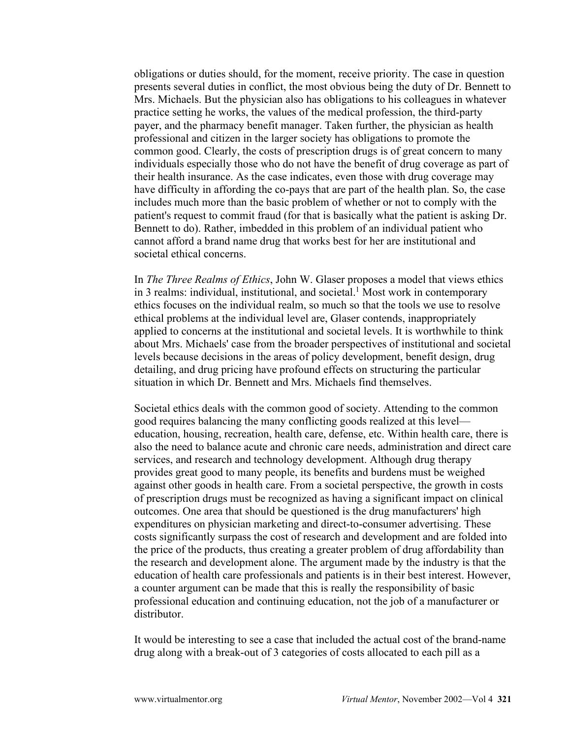obligations or duties should, for the moment, receive priority. The case in question presents several duties in conflict, the most obvious being the duty of Dr. Bennett to Mrs. Michaels. But the physician also has obligations to his colleagues in whatever practice setting he works, the values of the medical profession, the third-party payer, and the pharmacy benefit manager. Taken further, the physician as health professional and citizen in the larger society has obligations to promote the common good. Clearly, the costs of prescription drugs is of great concern to many individuals especially those who do not have the benefit of drug coverage as part of their health insurance. As the case indicates, even those with drug coverage may have difficulty in affording the co-pays that are part of the health plan. So, the case includes much more than the basic problem of whether or not to comply with the patient's request to commit fraud (for that is basically what the patient is asking Dr. Bennett to do). Rather, imbedded in this problem of an individual patient who cannot afford a brand name drug that works best for her are institutional and societal ethical concerns.

In *The Three Realms of Ethics*, John W. Glaser proposes a model that views ethics in 3 realms: individual, institutional, and societal.[1] Most work in contemporary ethics focuses on the individual realm, so much so that the tools we use to resolve ethical problems at the individual level are, Glaser contends, inappropriately applied to concerns at the institutional and societal levels. It is worthwhile to think about Mrs. Michaels' case from the broader perspectives of institutional and societal levels because decisions in the areas of policy development, benefit design, drug detailing, and drug pricing have profound effects on structuring the particular situation in which Dr. Bennett and Mrs. Michaels find themselves.

Societal ethics deals with the common good of society. Attending to the common good requires balancing the many conflicting goods realized at this level—education, housing, recreation, health care, defense, etc. Within health care, there is also the need to balance acute and chronic care needs, administration and direct care services, and research and technology development. Although drug therapy provides great good to many people, its benefits and burdens must be weighed against other goods in health care. From a societal perspective, the growth in costs of prescription drugs must be recognized as having a significant impact on clinical outcomes. One area that should be questioned is the drug manufacturers' high expenditures on physician marketing and direct-to-consumer advertising. These costs significantly surpass the cost of research and development and are folded into the price of the products, thus creating a greater problem of drug affordability than the research and development alone. The argument made by the industry is that the education of health care professionals and patients is in their best interest. However, a counter argument can be made that this is really the responsibility of basic professional education and continuing education, not the job of a manufacturer or distributor.

It would be interesting to see a case that included the actual cost of the brand-name drug along with a break-out of 3 categories of costs allocated to each pill as a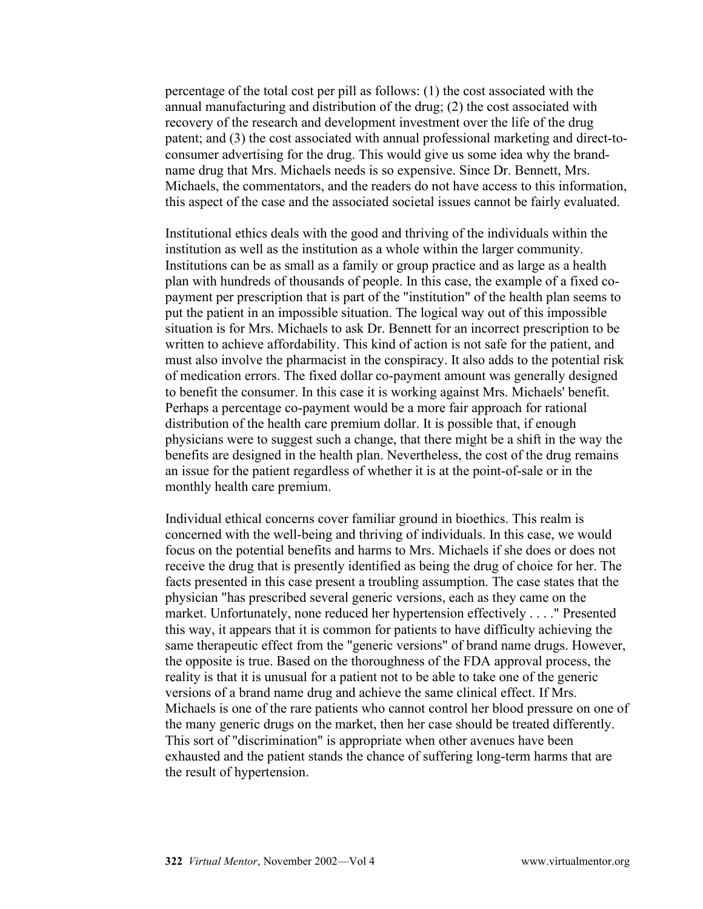percentage of the total cost per pill as follows: (1) the cost associated with the annual manufacturing and distribution of the drug; (2) the cost associated with recovery of the research and development investment over the life of the drug patent; and (3) the cost associated with annual professional marketing and direct-to-consumer advertising for the drug. This would give us some idea why the brand-name drug that Mrs. Michaels needs is so expensive. Since Dr. Bennett, Mrs. Michaels, the commentators, and the readers do not have access to this information, this aspect of the case and the associated societal issues cannot be fairly evaluated.

Institutional ethics deals with the good and thriving of the individuals within the institution as well as the institution as a whole within the larger community. Institutions can be as small as a family or group practice and as large as a health plan with hundreds of thousands of people. In this case, the example of a fixed co-payment per prescription that is part of the "institution" of the health plan seems to put the patient in an impossible situation. The logical way out of this impossible situation is for Mrs. Michaels to ask Dr. Bennett for an incorrect prescription to be written to achieve affordability. This kind of action is not safe for the patient, and must also involve the pharmacist in the conspiracy. It also adds to the potential risk of medication errors. The fixed dollar co-payment amount was generally designed to benefit the consumer. In this case it is working against Mrs. Michaels' benefit. Perhaps a percentage co-payment would be a more fair approach for rational distribution of the health care premium dollar. It is possible that, if enough physicians were to suggest such a change, that there might be a shift in the way the benefits are designed in the health plan. Nevertheless, the cost of the drug remains an issue for the patient regardless of whether it is at the point-of-sale or in the monthly health care premium.

Individual ethical concerns cover familiar ground in bioethics. This realm is concerned with the well-being and thriving of individuals. In this case, we would focus on the potential benefits and harms to Mrs. Michaels if she does or does not receive the drug that is presently identified as being the drug of choice for her. The facts presented in this case present a troubling assumption. The case states that the physician "has prescribed several generic versions, each as they came on the market. Unfortunately, none reduced her hypertension effectively . . . ." Presented this way, it appears that it is common for patients to have difficulty achieving the same therapeutic effect from the "generic versions" of brand name drugs. However, the opposite is true. Based on the thoroughness of the FDA approval process, the reality is that it is unusual for a patient not to be able to take one of the generic versions of a brand name drug and achieve the same clinical effect. If Mrs. Michaels is one of the rare patients who cannot control her blood pressure on one of the many generic drugs on the market, then her case should be treated differently. This sort of "discrimination" is appropriate when other avenues have been exhausted and the patient stands the chance of suffering long-term harms that are the result of hypertension.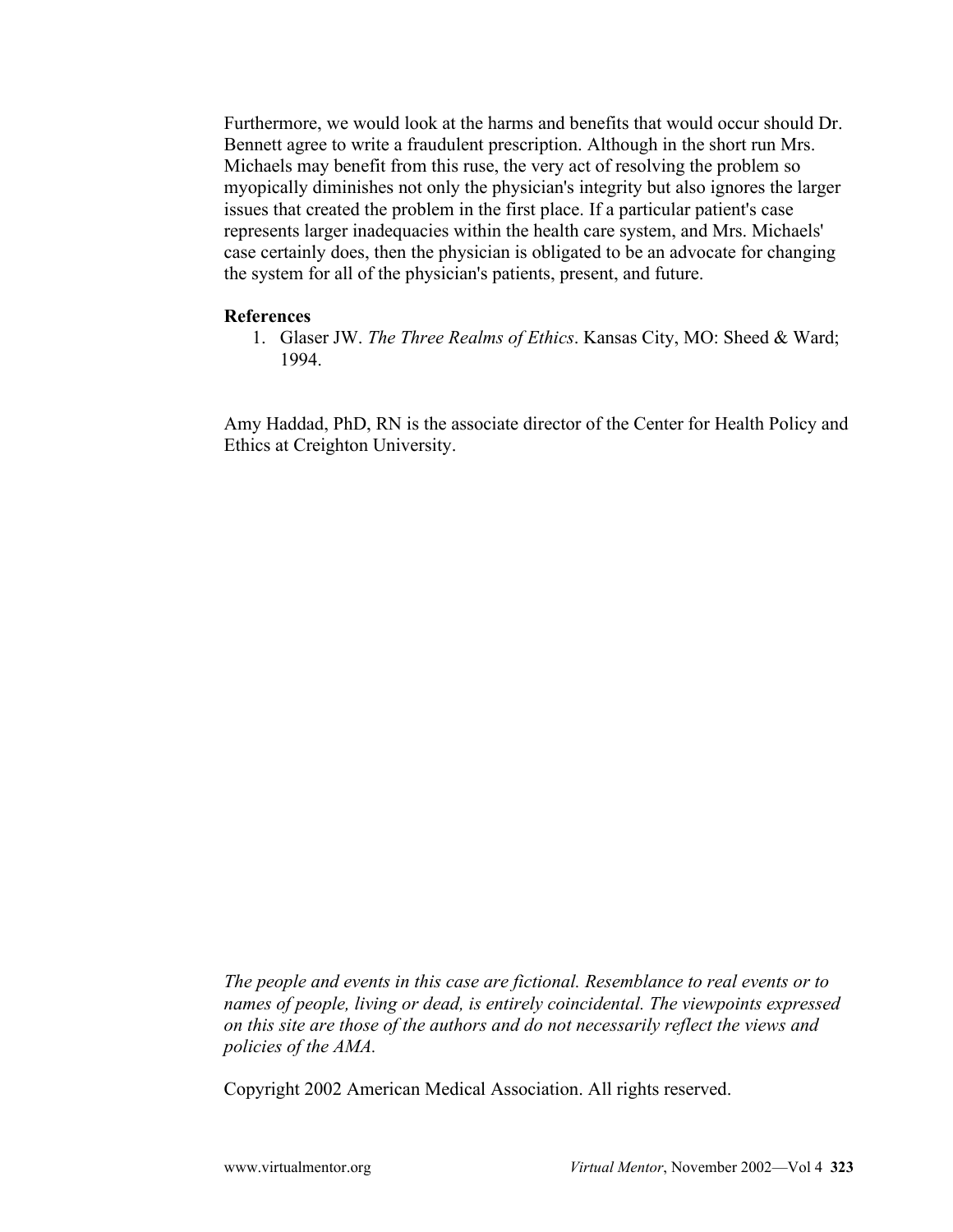Furthermore, we would look at the harms and benefits that would occur should Dr. Bennett agree to write a fraudulent prescription. Although in the short run Mrs. Michaels may benefit from this ruse, the very act of resolving the problem so myopically diminishes not only the physician's integrity but also ignores the larger issues that created the problem in the first place. If a particular patient's case represents larger inadequacies within the health care system, and Mrs. Michaels' case certainly does, then the physician is obligated to be an advocate for changing the system for all of the physician's patients, present, and future.

**References**

1. Glaser JW. *The Three Realms of Ethics*. Kansas City, MO: Sheed & Ward; 1994.

Amy Haddad, PhD, RN is the associate director of the Center for Health Policy and Ethics at Creighton University.

*The people and events in this case are fictional. Resemblance to real events or to names of people, living or dead, is entirely coincidental. The viewpoints expressed on this site are those of the authors and do not necessarily reflect the views and policies of the AMA.*

Copyright 2002 American Medical Association. All rights reserved.